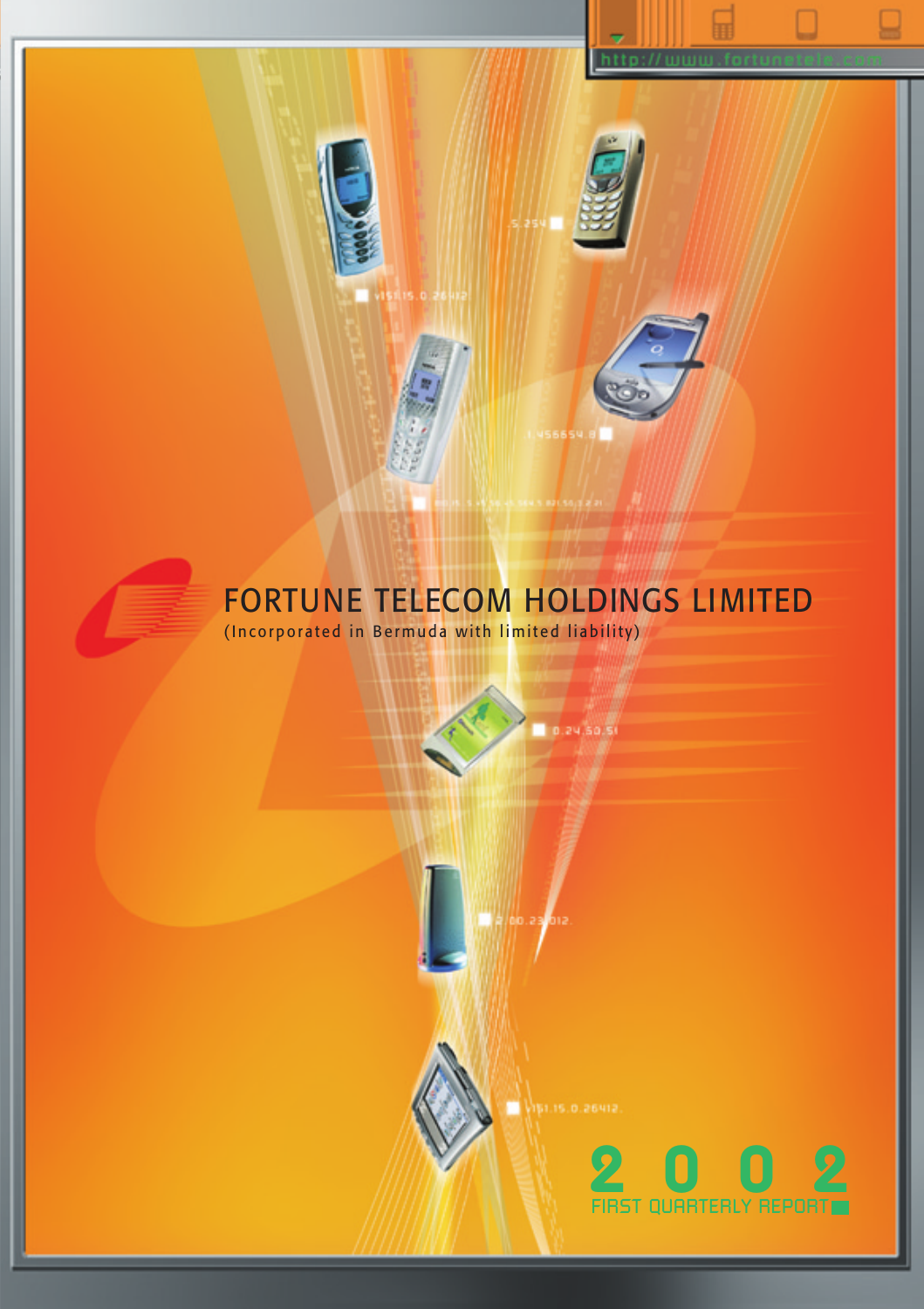http://www.fortunetele.com

# FORTUNE TELECOM HOLDINGS LIMITED

(Incorporated in Bermuda with limited liability)

# 2002

FIRST QUARTERLY REPORT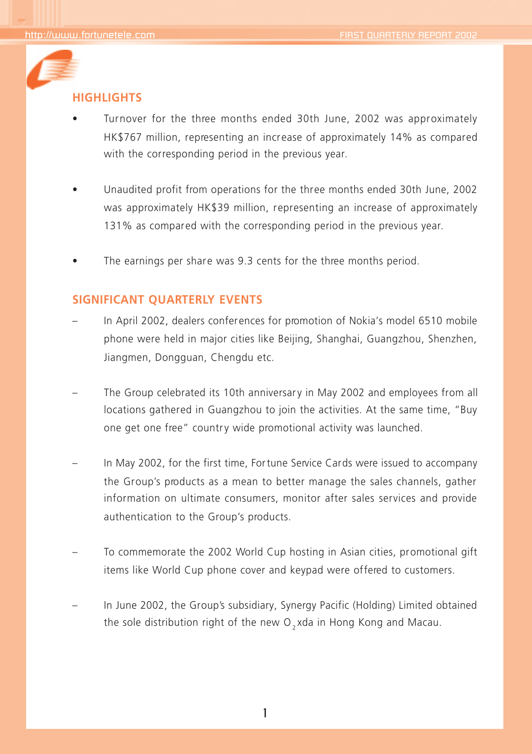## HIGHLIGHTS

- Turnover for the three months ended 30th June, 2002 was approximately HK$767 million, representing an increase of approximately 14% as compared with the corresponding period in the previous year.
- Unaudited profit from operations for the three months ended 30th June, 2002 was approximately HK$39 million, representing an increase of approximately 131% as compared with the corresponding period in the previous year.
- The earnings per share was 9.3 cents for the three months period.

## SIGNIFICANT QUARTERLY EVENTS

- In April 2002, dealers conferences for promotion of Nokia's model 6510 mobile phone were held in major cities like Beijing, Shanghai, Guangzhou, Shenzhen, Jiangmen, Dongguan, Chengdu etc.
- The Group celebrated its 10th anniversary in May 2002 and employees from all locations gathered in Guangzhou to join the activities. At the same time, "Buy one get one free" country wide promotional activity was launched.
- In May 2002, for the first time, Fortune Service Cards were issued to accompany the Group's products as a mean to better manage the sales channels, gather information on ultimate consumers, monitor after sales services and provide authentication to the Group's products.
- To commemorate the 2002 World Cup hosting in Asian cities, promotional gift items like World Cup phone cover and keypad were offered to customers.
- In June 2002, the Group's subsidiary, Synergy Pacific (Holding) Limited obtained the sole distribution right of the new $O_2$xda in Hong Kong and Macau.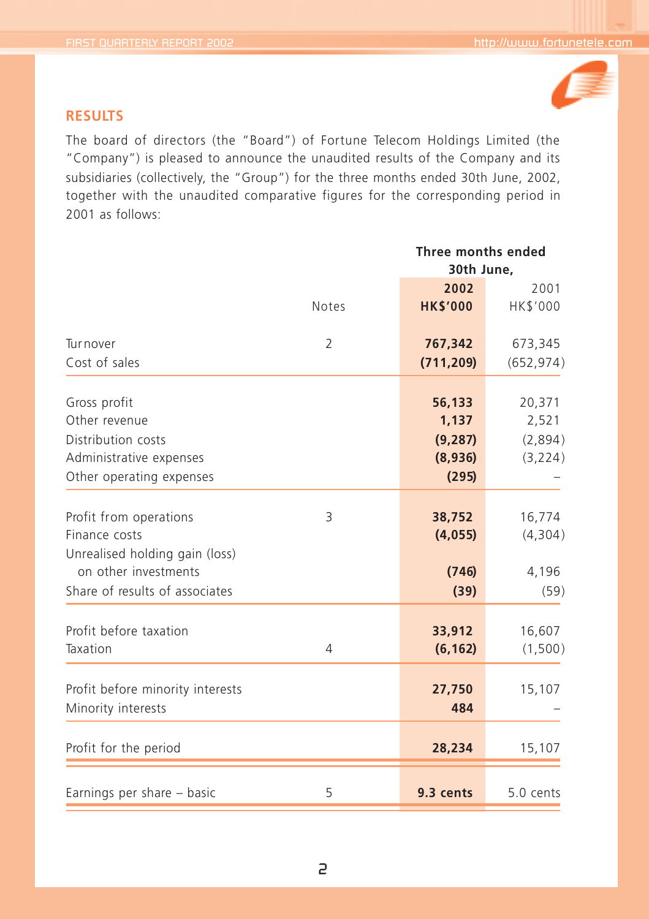## RESULTS

The board of directors (the "Board") of Fortune Telecom Holdings Limited (the "Company") is pleased to announce the unaudited results of the Company and its subsidiaries (collectively, the "Group") for the three months ended 30th June, 2002, together with the unaudited comparative figures for the corresponding period in 2001 as follows:

| | Notes | Three months ended 30th June, | |
|---|---|---|---|
| | | **2002** | 2001 |
| | | **HK$'000** | HK$'000 |
| Turnover | 2 | **767,342** | 673,345 |
| Cost of sales | | **(711,209)** | (652,974) |
| Gross profit | | **56,133** | 20,371 |
| Other revenue | | **1,137** | 2,521 |
| Distribution costs | | **(9,287)** | (2,894) |
| Administrative expenses | | **(8,936)** | (3,224) |
| Other operating expenses | | **(295)** | – |
| Profit from operations | 3 | **38,752** | 16,774 |
| Finance costs | | **(4,055)** | (4,304) |
| Unrealised holding gain (loss) on other investments | | **(746)** | 4,196 |
| Share of results of associates | | **(39)** | (59) |
| Profit before taxation | | **33,912** | 16,607 |
| Taxation | 4 | **(6,162)** | (1,500) |
| Profit before minority interests | | **27,750** | 15,107 |
| Minority interests | | **484** | – |
| Profit for the period | | **28,234** | 15,107 |
| Earnings per share – basic | 5 | **9.3 cents** | 5.0 cents |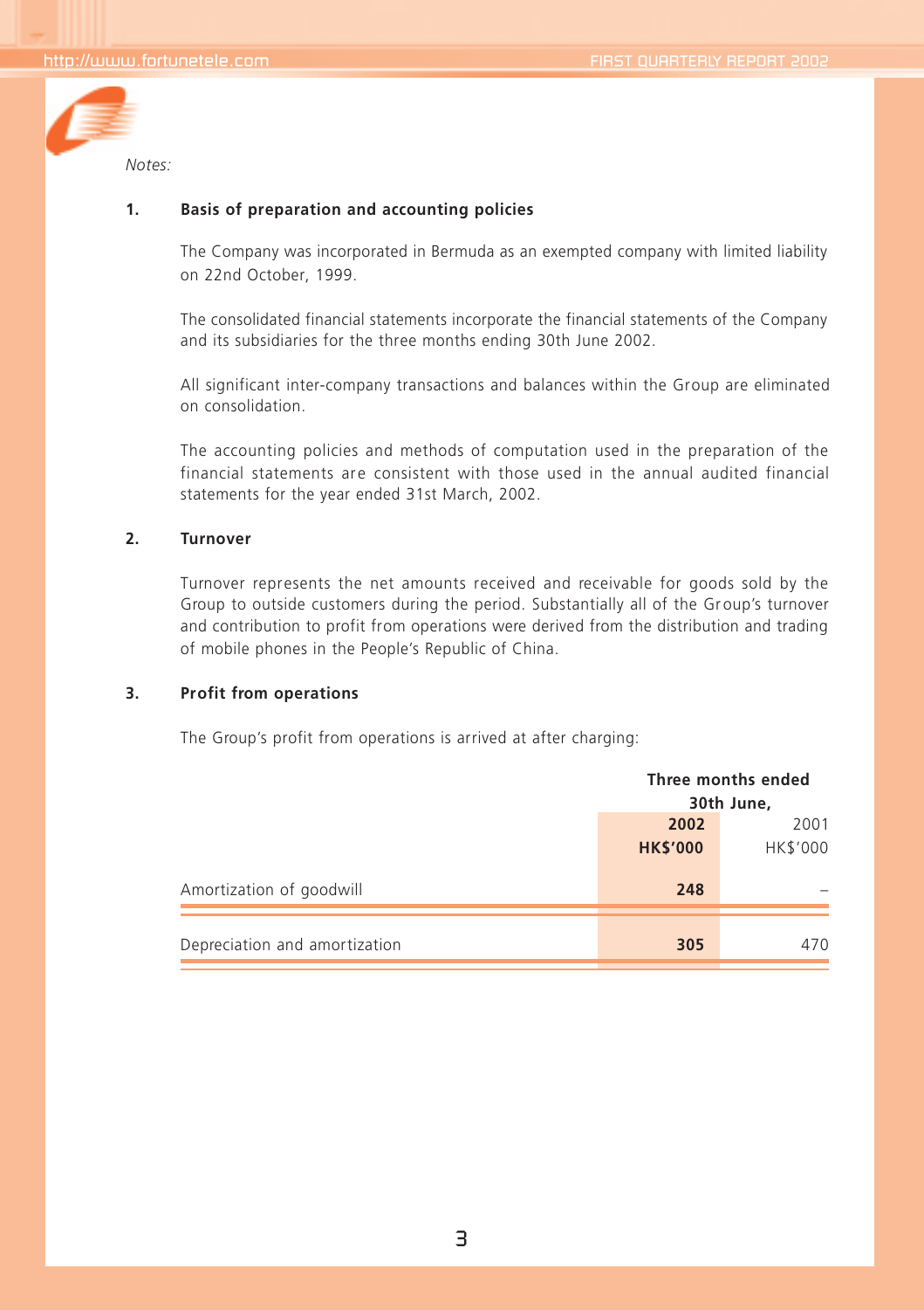*Notes:*

## 1. Basis of preparation and accounting policies

The Company was incorporated in Bermuda as an exempted company with limited liability on 22nd October, 1999.

The consolidated financial statements incorporate the financial statements of the Company and its subsidiaries for the three months ending 30th June 2002.

All significant inter-company transactions and balances within the Group are eliminated on consolidation.

The accounting policies and methods of computation used in the preparation of the financial statements are consistent with those used in the annual audited financial statements for the year ended 31st March, 2002.

## 2. Turnover

Turnover represents the net amounts received and receivable for goods sold by the Group to outside customers during the period. Substantially all of the Group's turnover and contribution to profit from operations were derived from the distribution and trading of mobile phones in the People's Republic of China.

## 3. Profit from operations

The Group's profit from operations is arrived at after charging:

| | Three months ended 30th June, | |
|---|---|---|
| | **2002** | 2001 |
| | **HK$'000** | HK$'000 |
| Amortization of goodwill | **248** | – |
| Depreciation and amortization | **305** | 470 |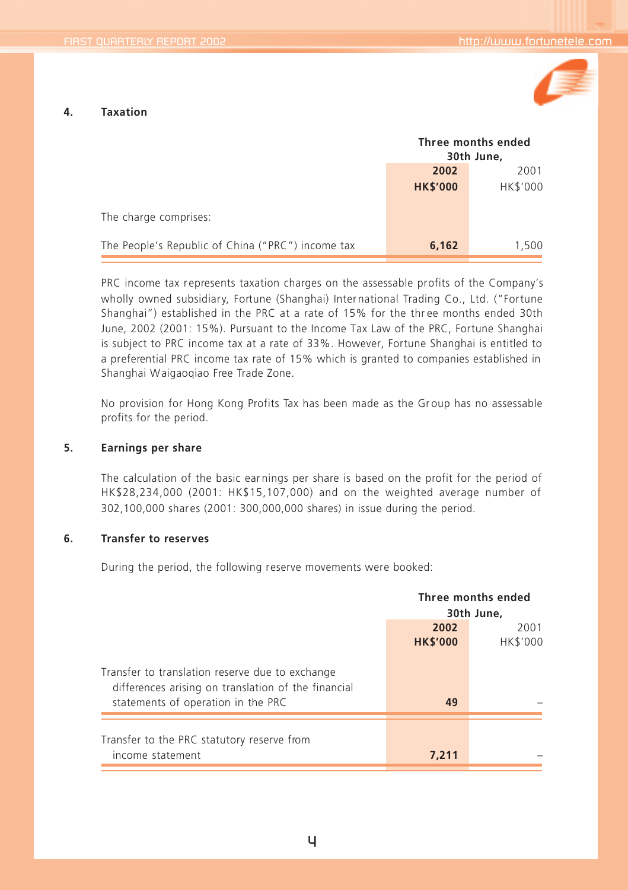## 4. Taxation

| | Three months ended 30th June, | |
|---|---|---|
| | **2002** | 2001 |
| | **HK$'000** | HK$'000 |
| The charge comprises: | | |
| The People's Republic of China ("PRC") income tax | **6,162** | 1,500 |

PRC income tax represents taxation charges on the assessable profits of the Company's wholly owned subsidiary, Fortune (Shanghai) International Trading Co., Ltd. ("Fortune Shanghai") established in the PRC at a rate of 15% for the three months ended 30th June, 2002 (2001: 15%). Pursuant to the Income Tax Law of the PRC, Fortune Shanghai is subject to PRC income tax at a rate of 33%. However, Fortune Shanghai is entitled to a preferential PRC income tax rate of 15% which is granted to companies established in Shanghai Waigaoqiao Free Trade Zone.

No provision for Hong Kong Profits Tax has been made as the Group has no assessable profits for the period.

## 5. Earnings per share

The calculation of the basic earnings per share is based on the profit for the period of HK$28,234,000 (2001: HK$15,107,000) and on the weighted average number of 302,100,000 shares (2001: 300,000,000 shares) in issue during the period.

## 6. Transfer to reserves

During the period, the following reserve movements were booked:

| | Three months ended 30th June, | |
|---|---|---|
| | **2002** | 2001 |
| | **HK$'000** | HK$'000 |
| Transfer to translation reserve due to exchange differences arising on translation of the financial statements of operation in the PRC | **49** | – |
| Transfer to the PRC statutory reserve from income statement | **7,211** | – |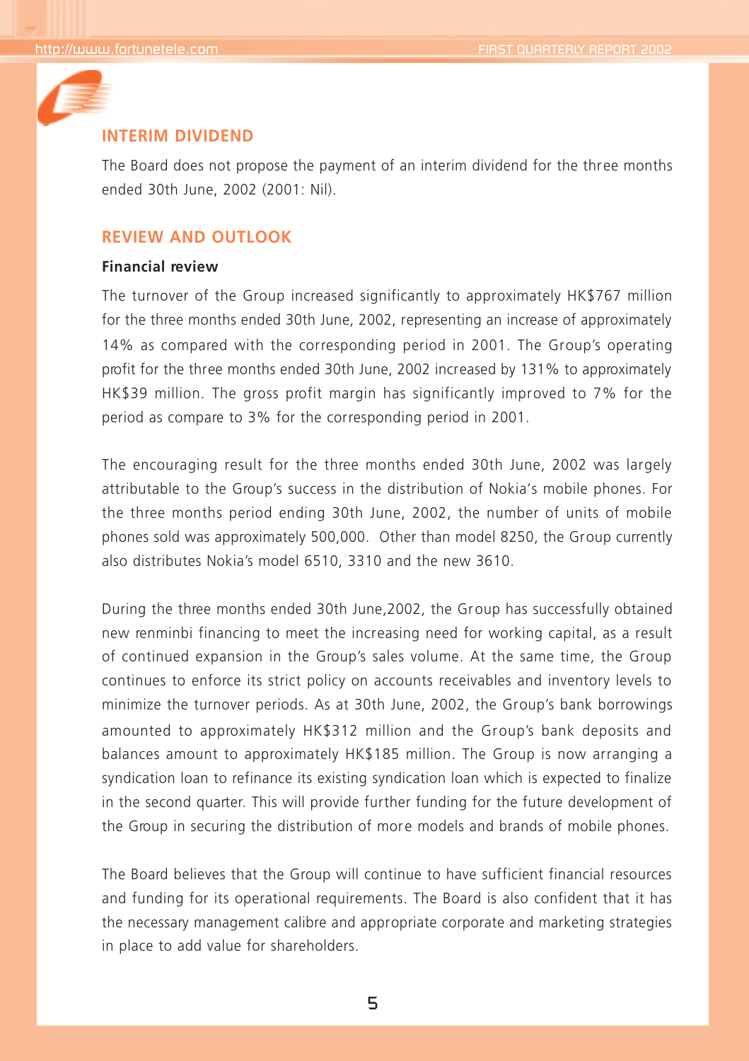## INTERIM DIVIDEND

The Board does not propose the payment of an interim dividend for the three months ended 30th June, 2002 (2001: Nil).

## REVIEW AND OUTLOOK

### Financial review

The turnover of the Group increased significantly to approximately HK$767 million for the three months ended 30th June, 2002, representing an increase of approximately 14% as compared with the corresponding period in 2001. The Group's operating profit for the three months ended 30th June, 2002 increased by 131% to approximately HK$39 million. The gross profit margin has significantly improved to 7% for the period as compare to 3% for the corresponding period in 2001.

The encouraging result for the three months ended 30th June, 2002 was largely attributable to the Group's success in the distribution of Nokia's mobile phones. For the three months period ending 30th June, 2002, the number of units of mobile phones sold was approximately 500,000. Other than model 8250, the Group currently also distributes Nokia's model 6510, 3310 and the new 3610.

During the three months ended 30th June,2002, the Group has successfully obtained new renminbi financing to meet the increasing need for working capital, as a result of continued expansion in the Group's sales volume. At the same time, the Group continues to enforce its strict policy on accounts receivables and inventory levels to minimize the turnover periods. As at 30th June, 2002, the Group's bank borrowings amounted to approximately HK$312 million and the Group's bank deposits and balances amount to approximately HK$185 million. The Group is now arranging a syndication loan to refinance its existing syndication loan which is expected to finalize in the second quarter. This will provide further funding for the future development of the Group in securing the distribution of more models and brands of mobile phones.

The Board believes that the Group will continue to have sufficient financial resources and funding for its operational requirements. The Board is also confident that it has the necessary management calibre and appropriate corporate and marketing strategies in place to add value for shareholders.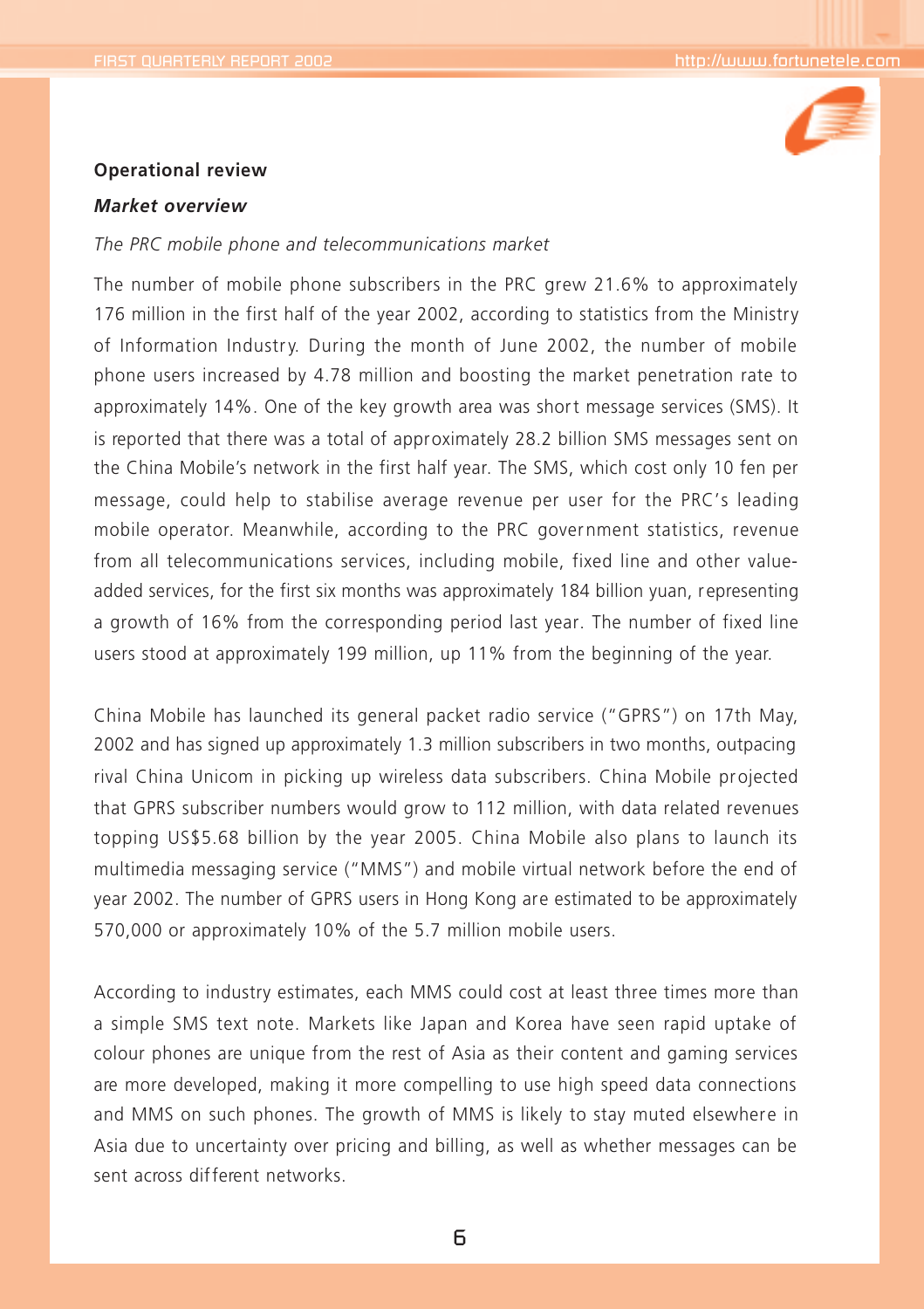## Operational review

### *Market overview*

*The PRC mobile phone and telecommunications market*

The number of mobile phone subscribers in the PRC grew 21.6% to approximately 176 million in the first half of the year 2002, according to statistics from the Ministry of Information Industry. During the month of June 2002, the number of mobile phone users increased by 4.78 million and boosting the market penetration rate to approximately 14%. One of the key growth area was short message services (SMS). It is reported that there was a total of approximately 28.2 billion SMS messages sent on the China Mobile's network in the first half year. The SMS, which cost only 10 fen per message, could help to stabilise average revenue per user for the PRC's leading mobile operator. Meanwhile, according to the PRC government statistics, revenue from all telecommunications services, including mobile, fixed line and other value-added services, for the first six months was approximately 184 billion yuan, representing a growth of 16% from the corresponding period last year. The number of fixed line users stood at approximately 199 million, up 11% from the beginning of the year.

China Mobile has launched its general packet radio service ("GPRS") on 17th May, 2002 and has signed up approximately 1.3 million subscribers in two months, outpacing rival China Unicom in picking up wireless data subscribers. China Mobile projected that GPRS subscriber numbers would grow to 112 million, with data related revenues topping US$5.68 billion by the year 2005. China Mobile also plans to launch its multimedia messaging service ("MMS") and mobile virtual network before the end of year 2002. The number of GPRS users in Hong Kong are estimated to be approximately 570,000 or approximately 10% of the 5.7 million mobile users.

According to industry estimates, each MMS could cost at least three times more than a simple SMS text note. Markets like Japan and Korea have seen rapid uptake of colour phones are unique from the rest of Asia as their content and gaming services are more developed, making it more compelling to use high speed data connections and MMS on such phones. The growth of MMS is likely to stay muted elsewhere in Asia due to uncertainty over pricing and billing, as well as whether messages can be sent across different networks.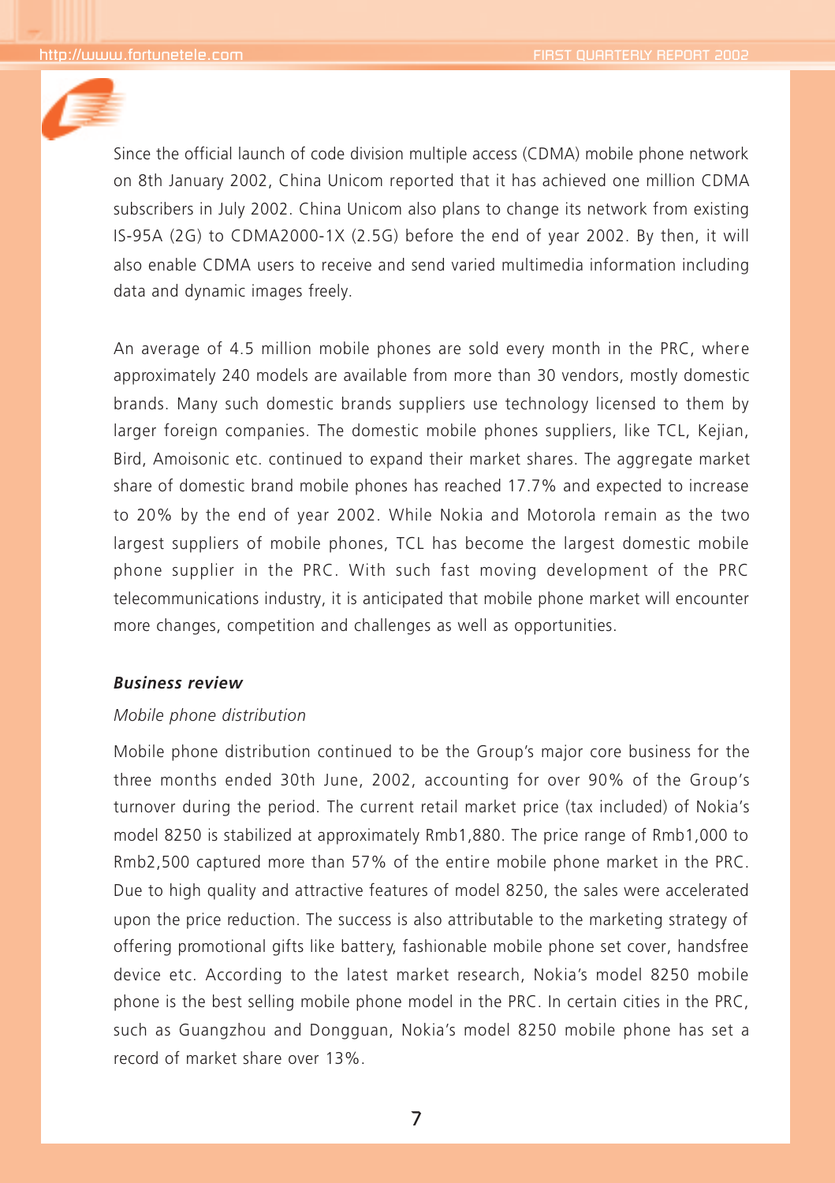Since the official launch of code division multiple access (CDMA) mobile phone network on 8th January 2002, China Unicom reported that it has achieved one million CDMA subscribers in July 2002. China Unicom also plans to change its network from existing IS-95A (2G) to CDMA2000-1X (2.5G) before the end of year 2002. By then, it will also enable CDMA users to receive and send varied multimedia information including data and dynamic images freely.

An average of 4.5 million mobile phones are sold every month in the PRC, where approximately 240 models are available from more than 30 vendors, mostly domestic brands. Many such domestic brands suppliers use technology licensed to them by larger foreign companies. The domestic mobile phones suppliers, like TCL, Kejian, Bird, Amoisonic etc. continued to expand their market shares. The aggregate market share of domestic brand mobile phones has reached 17.7% and expected to increase to 20% by the end of year 2002. While Nokia and Motorola remain as the two largest suppliers of mobile phones, TCL has become the largest domestic mobile phone supplier in the PRC. With such fast moving development of the PRC telecommunications industry, it is anticipated that mobile phone market will encounter more changes, competition and challenges as well as opportunities.

***Business review***

*Mobile phone distribution*

Mobile phone distribution continued to be the Group's major core business for the three months ended 30th June, 2002, accounting for over 90% of the Group's turnover during the period. The current retail market price (tax included) of Nokia's model 8250 is stabilized at approximately Rmb1,880. The price range of Rmb1,000 to Rmb2,500 captured more than 57% of the entire mobile phone market in the PRC. Due to high quality and attractive features of model 8250, the sales were accelerated upon the price reduction. The success is also attributable to the marketing strategy of offering promotional gifts like battery, fashionable mobile phone set cover, handsfree device etc. According to the latest market research, Nokia's model 8250 mobile phone is the best selling mobile phone model in the PRC. In certain cities in the PRC, such as Guangzhou and Dongguan, Nokia's model 8250 mobile phone has set a record of market share over 13%.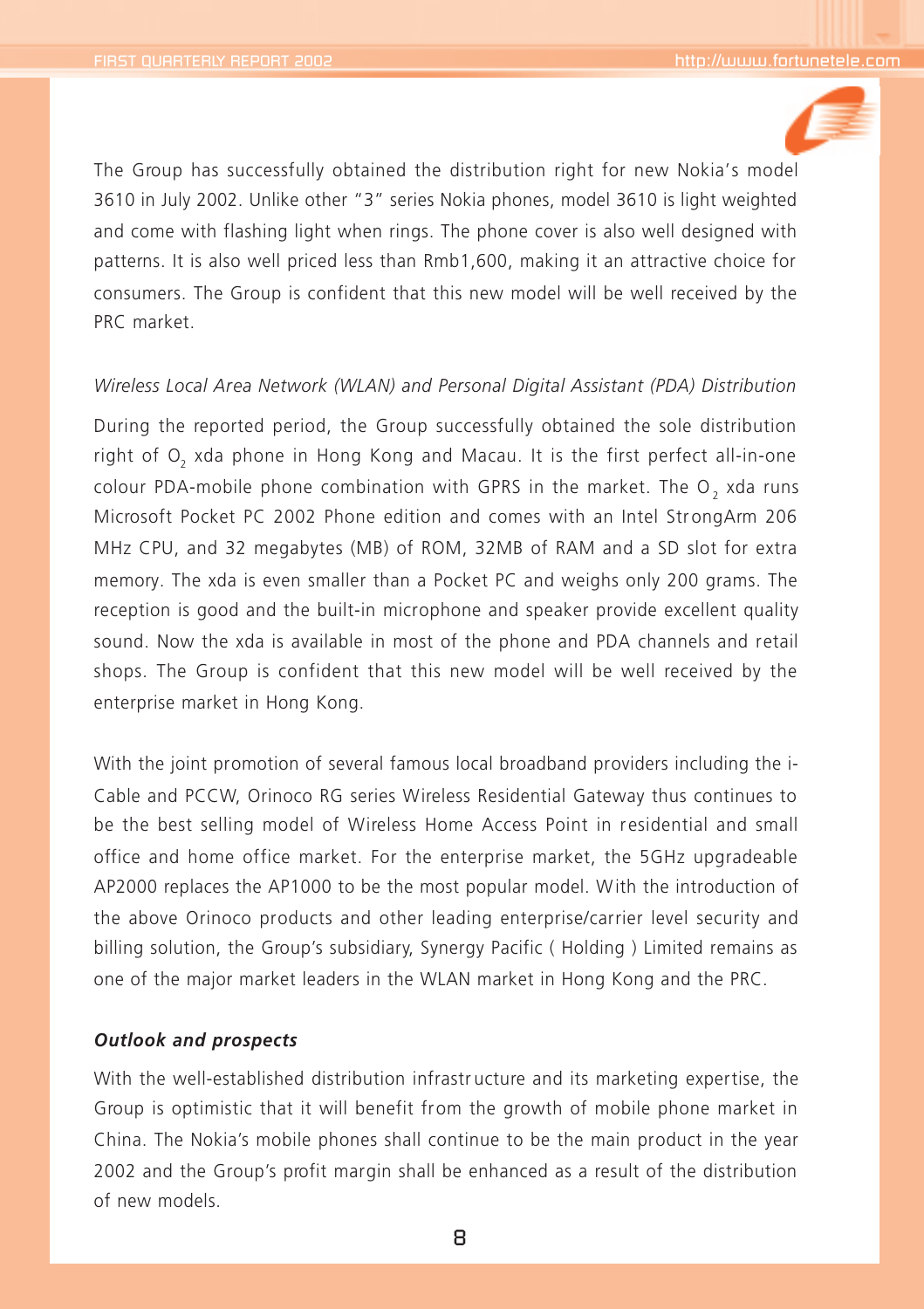The Group has successfully obtained the distribution right for new Nokia's model 3610 in July 2002. Unlike other "3" series Nokia phones, model 3610 is light weighted and come with flashing light when rings. The phone cover is also well designed with patterns. It is also well priced less than Rmb1,600, making it an attractive choice for consumers. The Group is confident that this new model will be well received by the PRC market.

*Wireless Local Area Network (WLAN) and Personal Digital Assistant (PDA) Distribution*

During the reported period, the Group successfully obtained the sole distribution right of $O_2$ xda phone in Hong Kong and Macau. It is the first perfect all-in-one colour PDA-mobile phone combination with GPRS in the market. The $O_2$ xda runs Microsoft Pocket PC 2002 Phone edition and comes with an Intel StrongArm 206 MHz CPU, and 32 megabytes (MB) of ROM, 32MB of RAM and a SD slot for extra memory. The xda is even smaller than a Pocket PC and weighs only 200 grams. The reception is good and the built-in microphone and speaker provide excellent quality sound. Now the xda is available in most of the phone and PDA channels and retail shops. The Group is confident that this new model will be well received by the enterprise market in Hong Kong.

With the joint promotion of several famous local broadband providers including the i-Cable and PCCW, Orinoco RG series Wireless Residential Gateway thus continues to be the best selling model of Wireless Home Access Point in residential and small office and home office market. For the enterprise market, the 5GHz upgradeable AP2000 replaces the AP1000 to be the most popular model. With the introduction of the above Orinoco products and other leading enterprise/carrier level security and billing solution, the Group's subsidiary, Synergy Pacific ( Holding ) Limited remains as one of the major market leaders in the WLAN market in Hong Kong and the PRC.

***Outlook and prospects***

With the well-established distribution infrastructure and its marketing expertise, the Group is optimistic that it will benefit from the growth of mobile phone market in China. The Nokia's mobile phones shall continue to be the main product in the year 2002 and the Group's profit margin shall be enhanced as a result of the distribution of new models.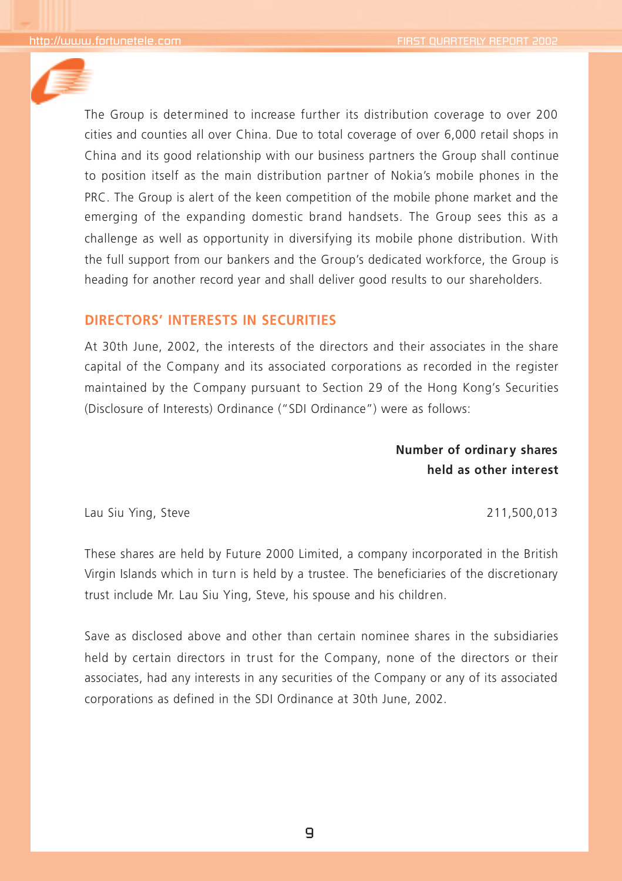The Group is determined to increase further its distribution coverage to over 200 cities and counties all over China. Due to total coverage of over 6,000 retail shops in China and its good relationship with our business partners the Group shall continue to position itself as the main distribution partner of Nokia's mobile phones in the PRC. The Group is alert of the keen competition of the mobile phone market and the emerging of the expanding domestic brand handsets. The Group sees this as a challenge as well as opportunity in diversifying its mobile phone distribution. With the full support from our bankers and the Group's dedicated workforce, the Group is heading for another record year and shall deliver good results to our shareholders.

## DIRECTORS' INTERESTS IN SECURITIES

At 30th June, 2002, the interests of the directors and their associates in the share capital of the Company and its associated corporations as recorded in the register maintained by the Company pursuant to Section 29 of the Hong Kong's Securities (Disclosure of Interests) Ordinance ("SDI Ordinance") were as follows:

| | **Number of ordinary shares held as other interest** |
|---|---|
| Lau Siu Ying, Steve | 211,500,013 |

These shares are held by Future 2000 Limited, a company incorporated in the British Virgin Islands which in turn is held by a trustee. The beneficiaries of the discretionary trust include Mr. Lau Siu Ying, Steve, his spouse and his children.

Save as disclosed above and other than certain nominee shares in the subsidiaries held by certain directors in trust for the Company, none of the directors or their associates, had any interests in any securities of the Company or any of its associated corporations as defined in the SDI Ordinance at 30th June, 2002.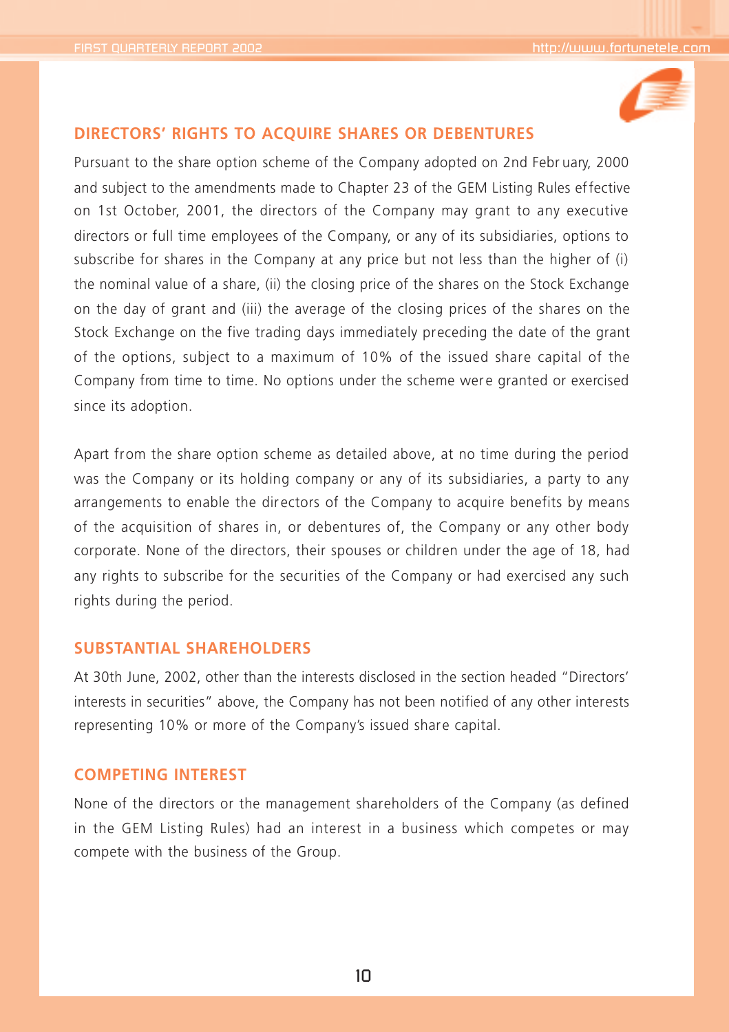## DIRECTORS' RIGHTS TO ACQUIRE SHARES OR DEBENTURES

Pursuant to the share option scheme of the Company adopted on 2nd February, 2000 and subject to the amendments made to Chapter 23 of the GEM Listing Rules effective on 1st October, 2001, the directors of the Company may grant to any executive directors or full time employees of the Company, or any of its subsidiaries, options to subscribe for shares in the Company at any price but not less than the higher of (i) the nominal value of a share, (ii) the closing price of the shares on the Stock Exchange on the day of grant and (iii) the average of the closing prices of the shares on the Stock Exchange on the five trading days immediately preceding the date of the grant of the options, subject to a maximum of 10% of the issued share capital of the Company from time to time. No options under the scheme were granted or exercised since its adoption.

Apart from the share option scheme as detailed above, at no time during the period was the Company or its holding company or any of its subsidiaries, a party to any arrangements to enable the directors of the Company to acquire benefits by means of the acquisition of shares in, or debentures of, the Company or any other body corporate. None of the directors, their spouses or children under the age of 18, had any rights to subscribe for the securities of the Company or had exercised any such rights during the period.

## SUBSTANTIAL SHAREHOLDERS

At 30th June, 2002, other than the interests disclosed in the section headed "Directors' interests in securities" above, the Company has not been notified of any other interests representing 10% or more of the Company's issued share capital.

## COMPETING INTEREST

None of the directors or the management shareholders of the Company (as defined in the GEM Listing Rules) had an interest in a business which competes or may compete with the business of the Group.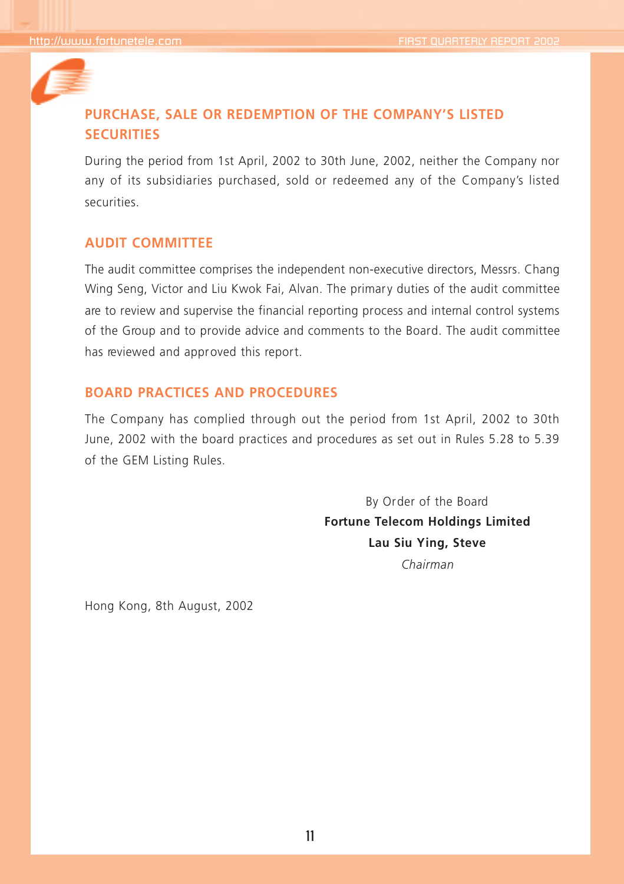## PURCHASE, SALE OR REDEMPTION OF THE COMPANY'S LISTED SECURITIES

During the period from 1st April, 2002 to 30th June, 2002, neither the Company nor any of its subsidiaries purchased, sold or redeemed any of the Company's listed securities.

## AUDIT COMMITTEE

The audit committee comprises the independent non-executive directors, Messrs. Chang Wing Seng, Victor and Liu Kwok Fai, Alvan. The primary duties of the audit committee are to review and supervise the financial reporting process and internal control systems of the Group and to provide advice and comments to the Board. The audit committee has reviewed and approved this report.

## BOARD PRACTICES AND PROCEDURES

The Company has complied through out the period from 1st April, 2002 to 30th June, 2002 with the board practices and procedures as set out in Rules 5.28 to 5.39 of the GEM Listing Rules.

By Order of the Board
**Fortune Telecom Holdings Limited**
**Lau Siu Ying, Steve**
*Chairman*

Hong Kong, 8th August, 2002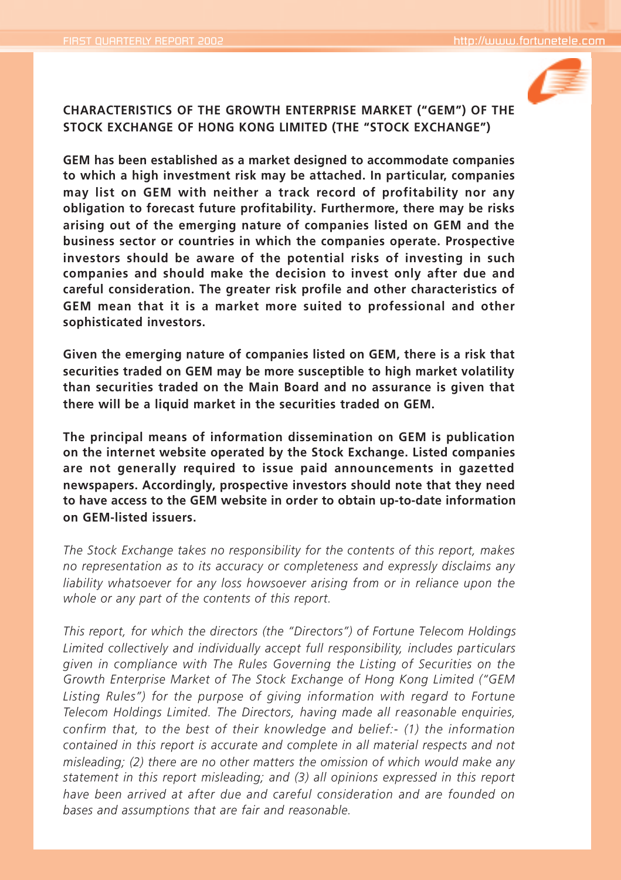## CHARACTERISTICS OF THE GROWTH ENTERPRISE MARKET ("GEM") OF THE STOCK EXCHANGE OF HONG KONG LIMITED (THE "STOCK EXCHANGE")

**GEM has been established as a market designed to accommodate companies to which a high investment risk may be attached. In particular, companies may list on GEM with neither a track record of profitability nor any obligation to forecast future profitability. Furthermore, there may be risks arising out of the emerging nature of companies listed on GEM and the business sector or countries in which the companies operate. Prospective investors should be aware of the potential risks of investing in such companies and should make the decision to invest only after due and careful consideration. The greater risk profile and other characteristics of GEM mean that it is a market more suited to professional and other sophisticated investors.**

**Given the emerging nature of companies listed on GEM, there is a risk that securities traded on GEM may be more susceptible to high market volatility than securities traded on the Main Board and no assurance is given that there will be a liquid market in the securities traded on GEM.**

**The principal means of information dissemination on GEM is publication on the internet website operated by the Stock Exchange. Listed companies are not generally required to issue paid announcements in gazetted newspapers. Accordingly, prospective investors should note that they need to have access to the GEM website in order to obtain up-to-date information on GEM-listed issuers.**

*The Stock Exchange takes no responsibility for the contents of this report, makes no representation as to its accuracy or completeness and expressly disclaims any liability whatsoever for any loss howsoever arising from or in reliance upon the whole or any part of the contents of this report.*

*This report, for which the directors (the "Directors") of Fortune Telecom Holdings Limited collectively and individually accept full responsibility, includes particulars given in compliance with The Rules Governing the Listing of Securities on the Growth Enterprise Market of The Stock Exchange of Hong Kong Limited ("GEM Listing Rules") for the purpose of giving information with regard to Fortune Telecom Holdings Limited. The Directors, having made all reasonable enquiries, confirm that, to the best of their knowledge and belief:- (1) the information contained in this report is accurate and complete in all material respects and not misleading; (2) there are no other matters the omission of which would make any statement in this report misleading; and (3) all opinions expressed in this report have been arrived at after due and careful consideration and are founded on bases and assumptions that are fair and reasonable.*